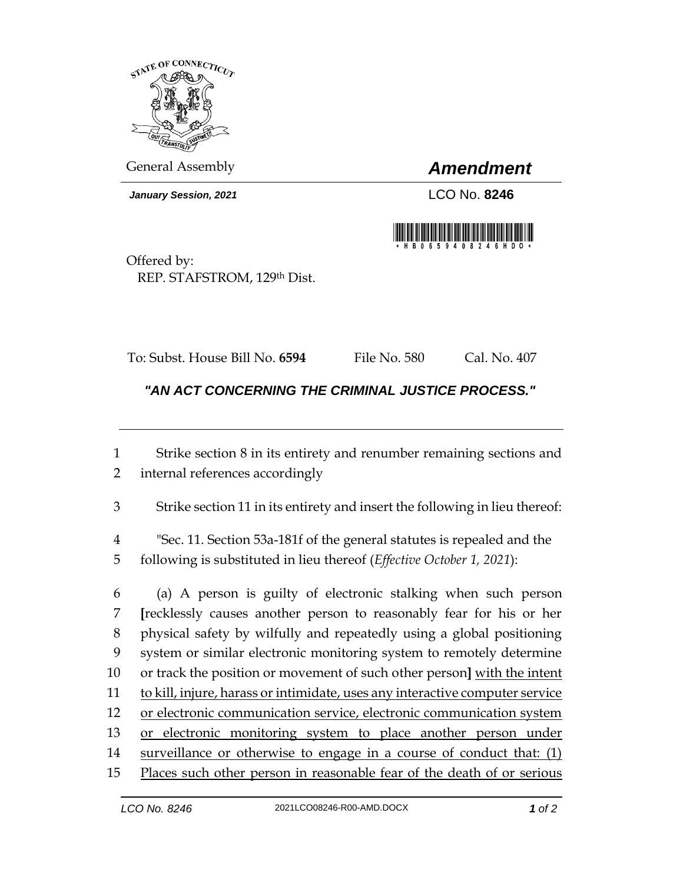STATE OF CONNECTICUT

General Assembly

# *Amendment*

***January Session, 2021***

LCO No. **8246**

\*HB06594 08246HDO\*

Offered by:
REP. STAFSTROM, 129th Dist.

To: Subst. House Bill No. **6594** File No. 580 Cal. No. 407

## ***"AN ACT CONCERNING THE CRIMINAL JUSTICE PROCESS."***

1 Strike section 8 in its entirety and renumber remaining sections and
2 internal references accordingly

3 Strike section 11 in its entirety and insert the following in lieu thereof:

4 "Sec. 11. Section 53a-181f of the general statutes is repealed and the
5 following is substituted in lieu thereof (*Effective October 1, 2021*):

6 (a) A person is guilty of electronic stalking when such person
7 **[**recklessly causes another person to reasonably fear for his or her
8 physical safety by wilfully and repeatedly using a global positioning
9 system or similar electronic monitoring system to remotely determine
10 or track the position or movement of such other person**]** <u>with the intent</u>
11 <u>to kill, injure, harass or intimidate, uses any interactive computer service</u>
12 <u>or electronic communication service, electronic communication system</u>
13 <u>or electronic monitoring system to place another person under</u>
14 <u>surveillance or otherwise to engage in a course of conduct that: (1)</u>
15 <u>Places such other person in reasonable fear of the death of or serious</u>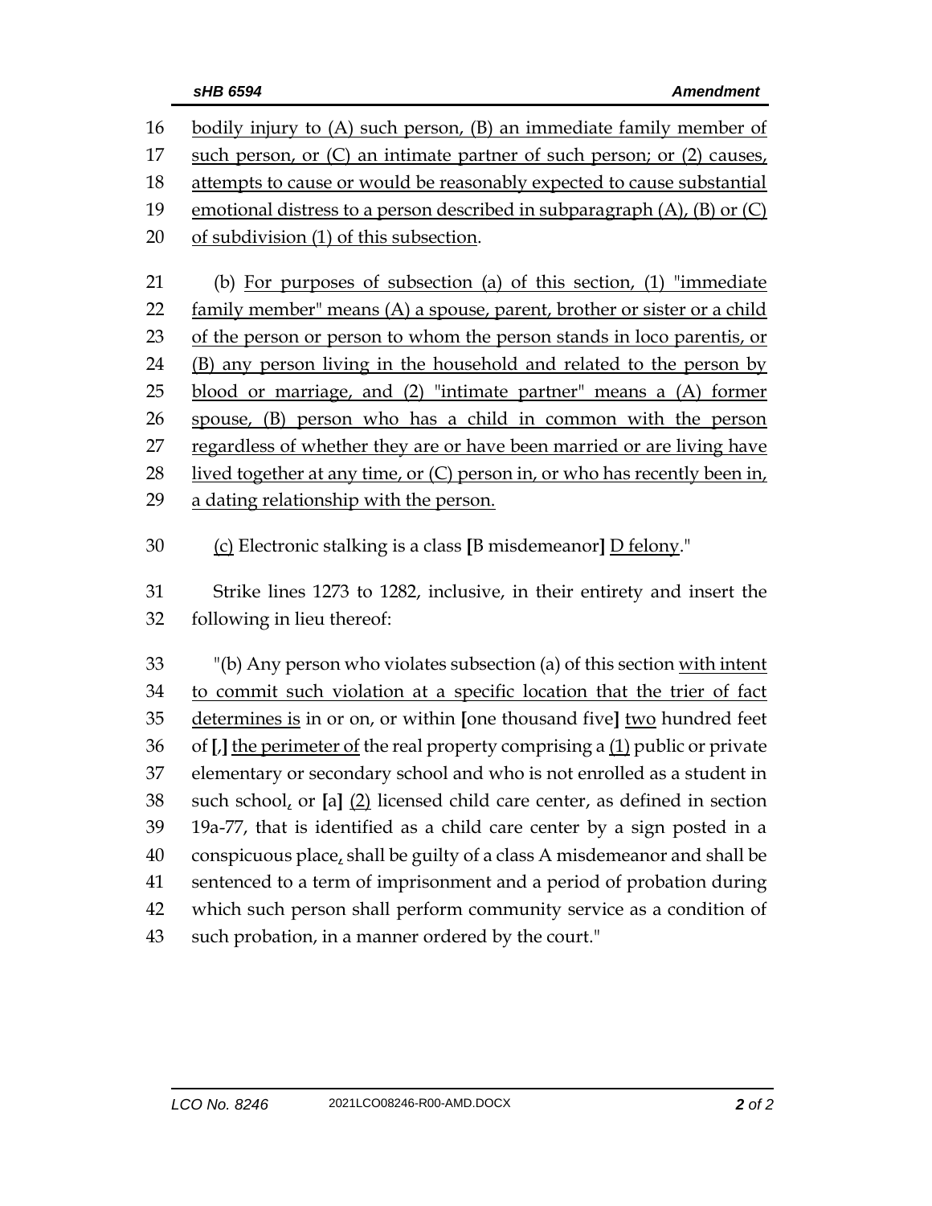bodily injury to (A) such person, (B) an immediate family member of such person, or (C) an intimate partner of such person; or (2) causes, attempts to cause or would be reasonably expected to cause substantial emotional distress to a person described in subparagraph (A), (B) or (C) of subdivision (1) of this subsection.

(b) For purposes of subsection (a) of this section, (1) "immediate family member" means (A) a spouse, parent, brother or sister or a child of the person or person to whom the person stands in loco parentis, or (B) any person living in the household and related to the person by blood or marriage, and (2) "intimate partner" means a (A) former spouse, (B) person who has a child in common with the person regardless of whether they are or have been married or are living have lived together at any time, or (C) person in, or who has recently been in, a dating relationship with the person.

(c) Electronic stalking is a class [B misdemeanor] D felony."

Strike lines 1273 to 1282, inclusive, in their entirety and insert the following in lieu thereof:

"(b) Any person who violates subsection (a) of this section with intent to commit such violation at a specific location that the trier of fact determines is in or on, or within [one thousand five] two hundred feet of [,] the perimeter of the real property comprising a (1) public or private elementary or secondary school and who is not enrolled as a student in such school, or [a] (2) licensed child care center, as defined in section 19a-77, that is identified as a child care center by a sign posted in a conspicuous place, shall be guilty of a class A misdemeanor and shall be sentenced to a term of imprisonment and a period of probation during which such person shall perform community service as a condition of such probation, in a manner ordered by the court."